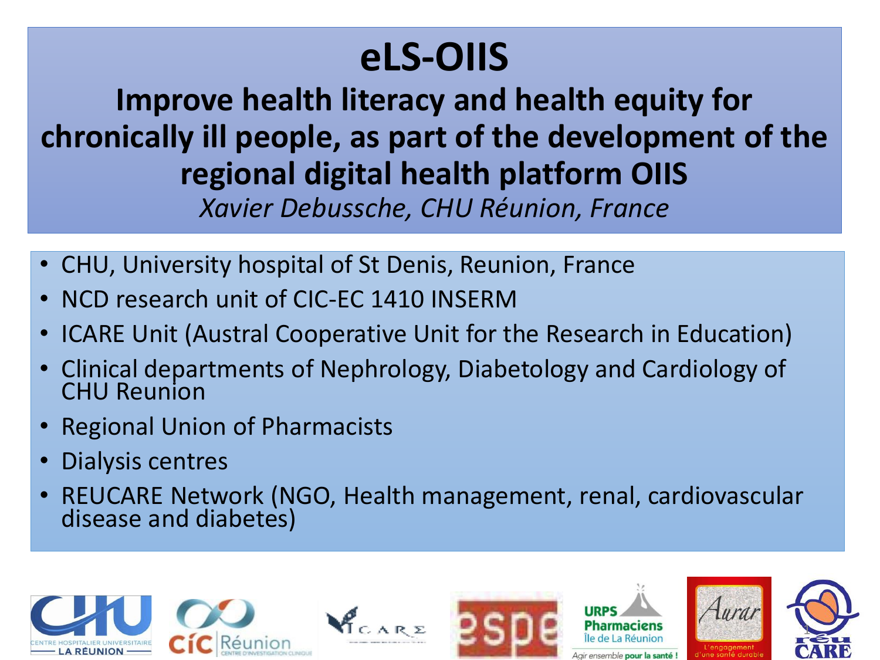# eLS-OIIS

## Improve health literacy and health equity for chronically ill people, as part of the development of the regional digital health platform OIIS

*Xavier Debussche, CHU Réunion, France*

- CHU, University hospital of St Denis, Reunion, France
- NCD research unit of CIC-EC 1410 INSERM
- ICARE Unit (Austral Cooperative Unit for the Research in Education)
- Clinical departments of Nephrology, Diabetology and Cardiology of CHU Reunion
- Regional Union of Pharmacists
- Dialysis centres
- REUCARE Network (NGO, Health management, renal, cardiovascular disease and diabetes)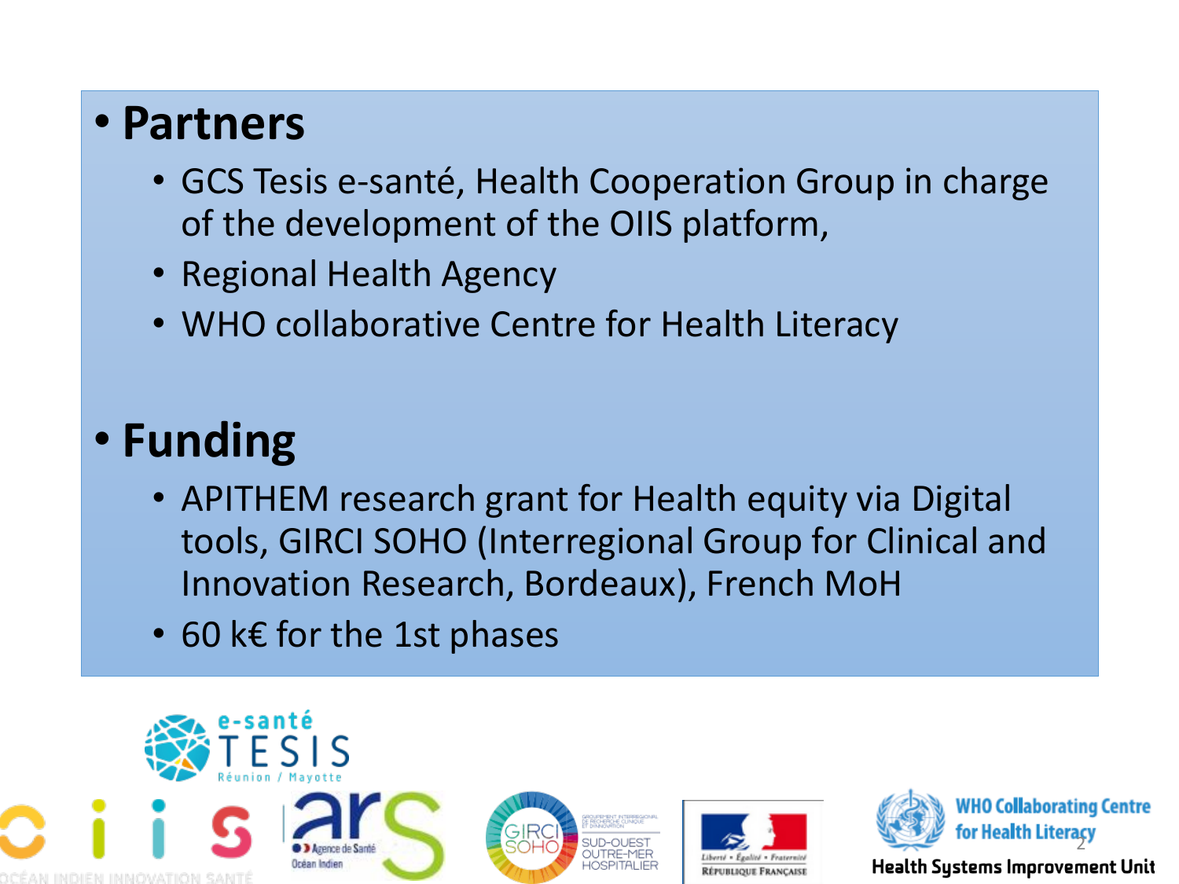- **Partners**
  - GCS Tesis e-santé, Health Cooperation Group in charge of the development of the OIIS platform,
  - Regional Health Agency
  - WHO collaborative Centre for Health Literacy

- **Funding**
  - APITHEM research grant for Health equity via Digital tools, GIRCI SOHO (Interregional Group for Clinical and Innovation Research, Bordeaux), French MoH
  - 60 k€ for the 1st phases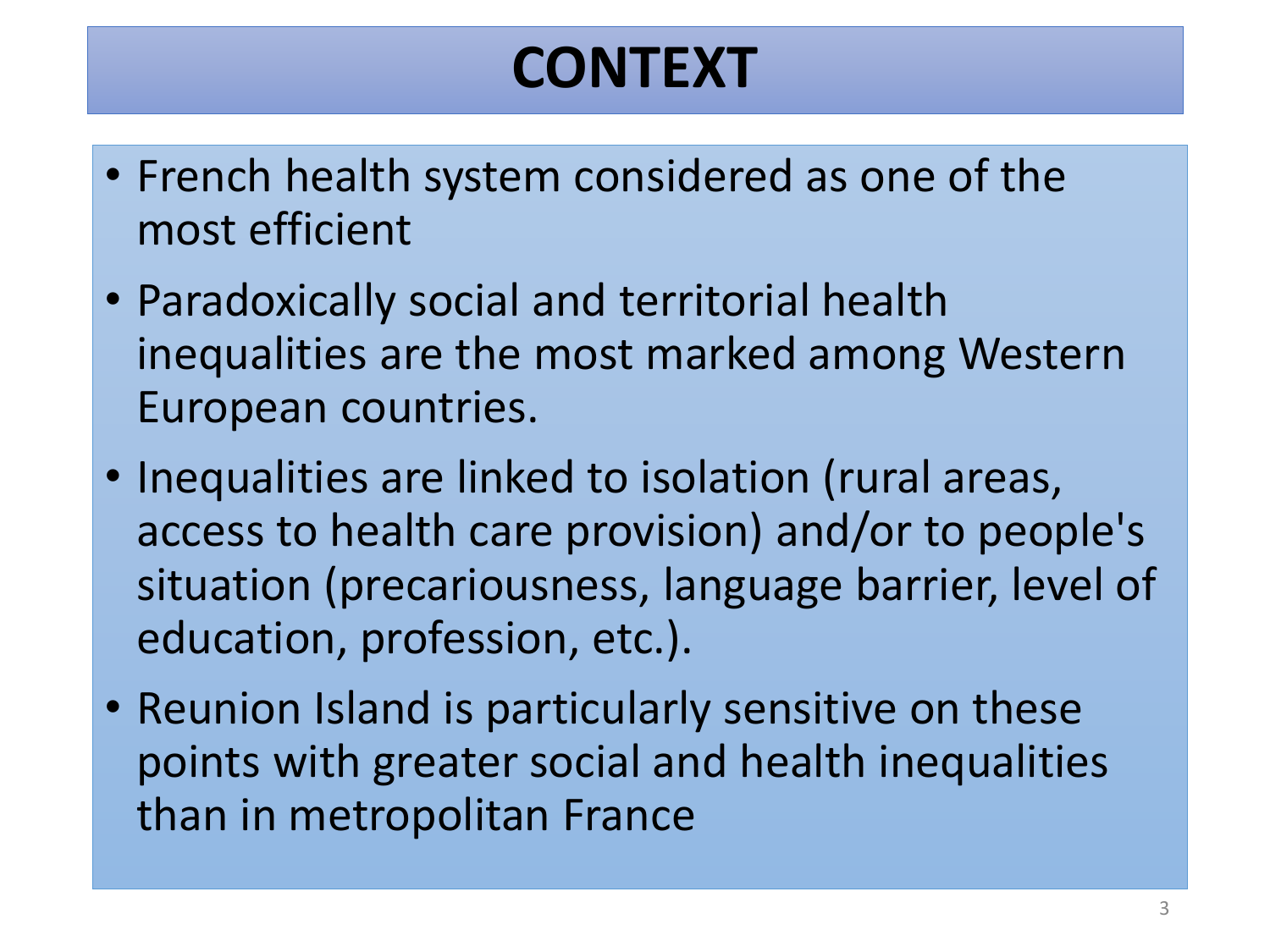# CONTEXT

- French health system considered as one of the most efficient
- Paradoxically social and territorial health inequalities are the most marked among Western European countries.
- Inequalities are linked to isolation (rural areas, access to health care provision) and/or to people's situation (precariousness, language barrier, level of education, profession, etc.).
- Reunion Island is particularly sensitive on these points with greater social and health inequalities than in metropolitan France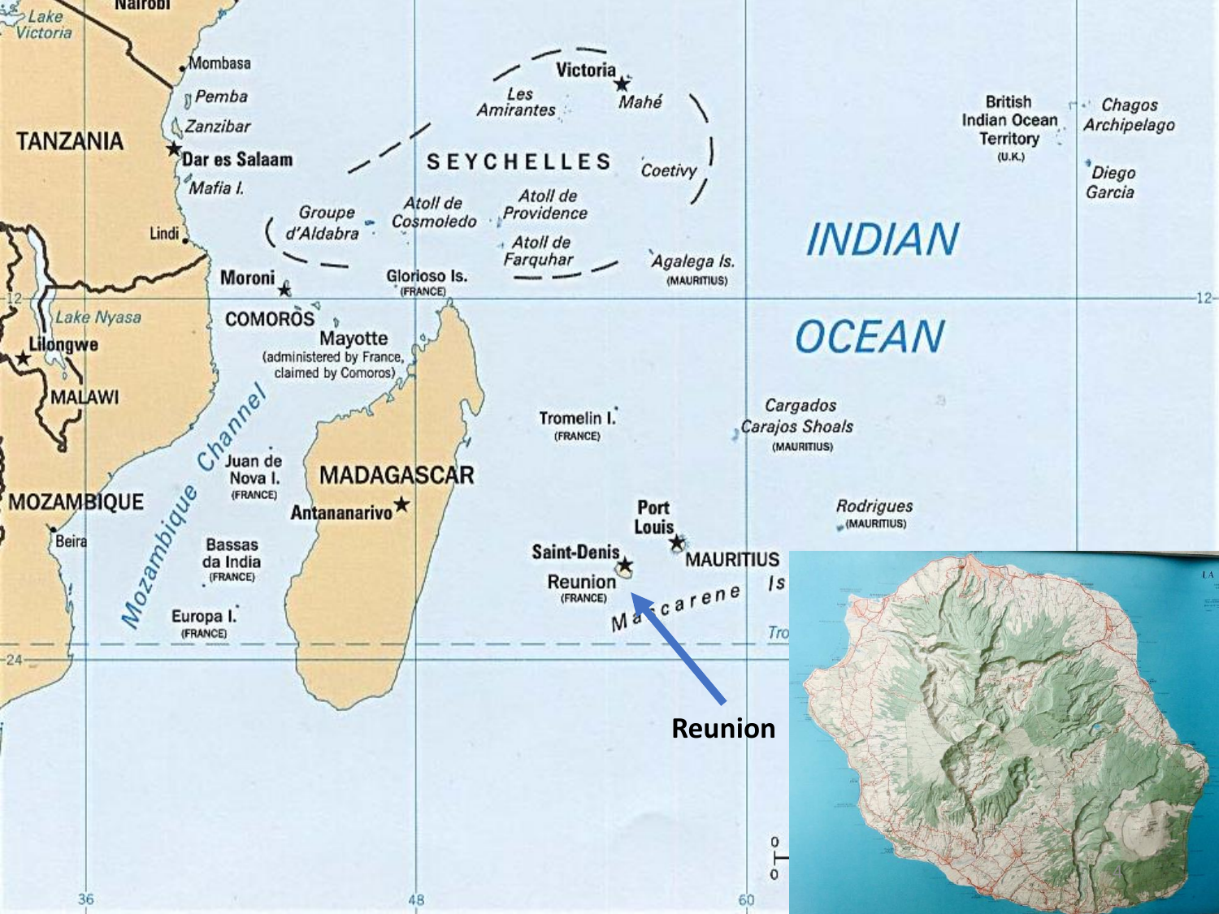**Reunion**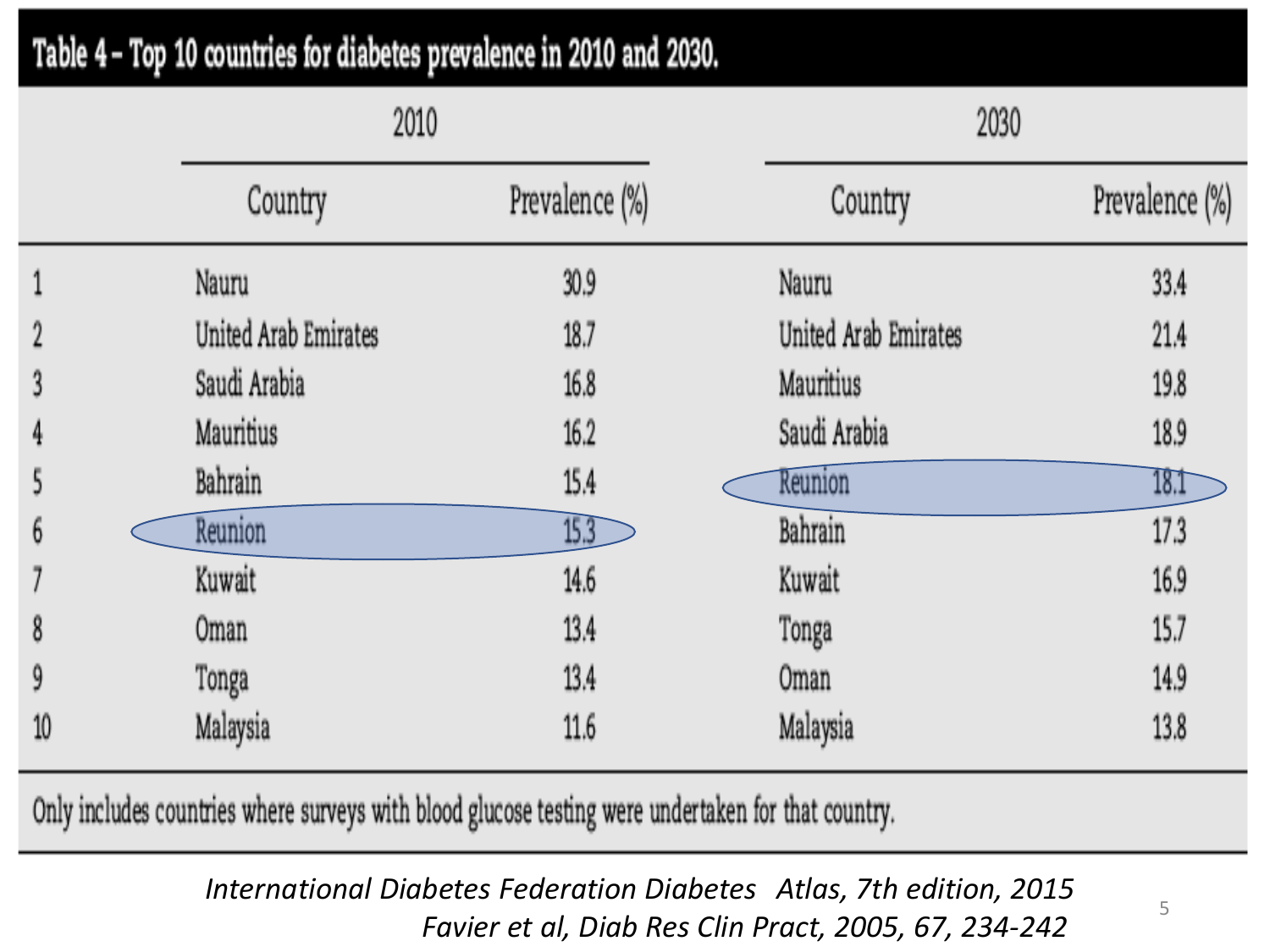## Table 4 – Top 10 countries for diabetes prevalence in 2010 and 2030.

| | 2010 | | 2030 | |
|---|---|---|---|---|
| | Country | Prevalence (%) | Country | Prevalence (%) |
| 1 | Nauru | 30.9 | Nauru | 33.4 |
| 2 | United Arab Emirates | 18.7 | United Arab Emirates | 21.4 |
| 3 | Saudi Arabia | 16.8 | Mauritius | 19.8 |
| 4 | Mauritius | 16.2 | Saudi Arabia | 18.9 |
| 5 | Bahrain | 15.4 | Reunion | 18.1 |
| 6 | Reunion | 15.3 | Bahrain | 17.3 |
| 7 | Kuwait | 14.6 | Kuwait | 16.9 |
| 8 | Oman | 13.4 | Tonga | 15.7 |
| 9 | Tonga | 13.4 | Oman | 14.9 |
| 10 | Malaysia | 11.6 | Malaysia | 13.8 |

Only includes countries where surveys with blood glucose testing were undertaken for that country.

*International Diabetes Federation Diabetes Atlas, 7th edition, 2015*
*Favier et al, Diab Res Clin Pract, 2005, 67, 234-242*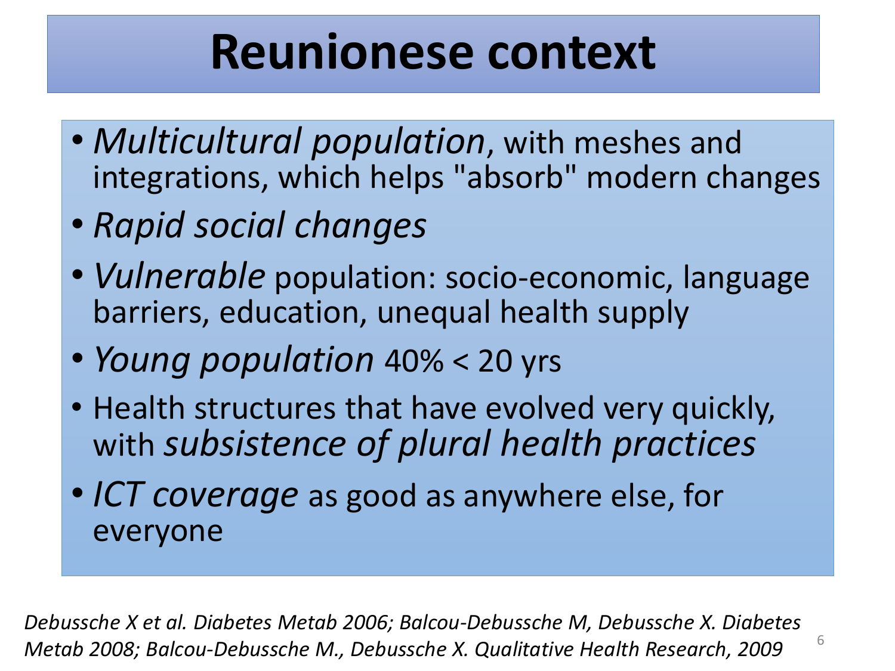# Reunionese context

- *Multicultural population*, with meshes and integrations, which helps "absorb" modern changes
- *Rapid social changes*
- *Vulnerable* population: socio-economic, language barriers, education, unequal health supply
- *Young population* 40% < 20 yrs
- Health structures that have evolved very quickly, with *subsistence of plural health practices*
- *ICT coverage* as good as anywhere else, for everyone

*Debussche X et al. Diabetes Metab 2006; Balcou-Debussche M, Debussche X. Diabetes Metab 2008; Balcou-Debussche M., Debussche X. Qualitative Health Research, 2009*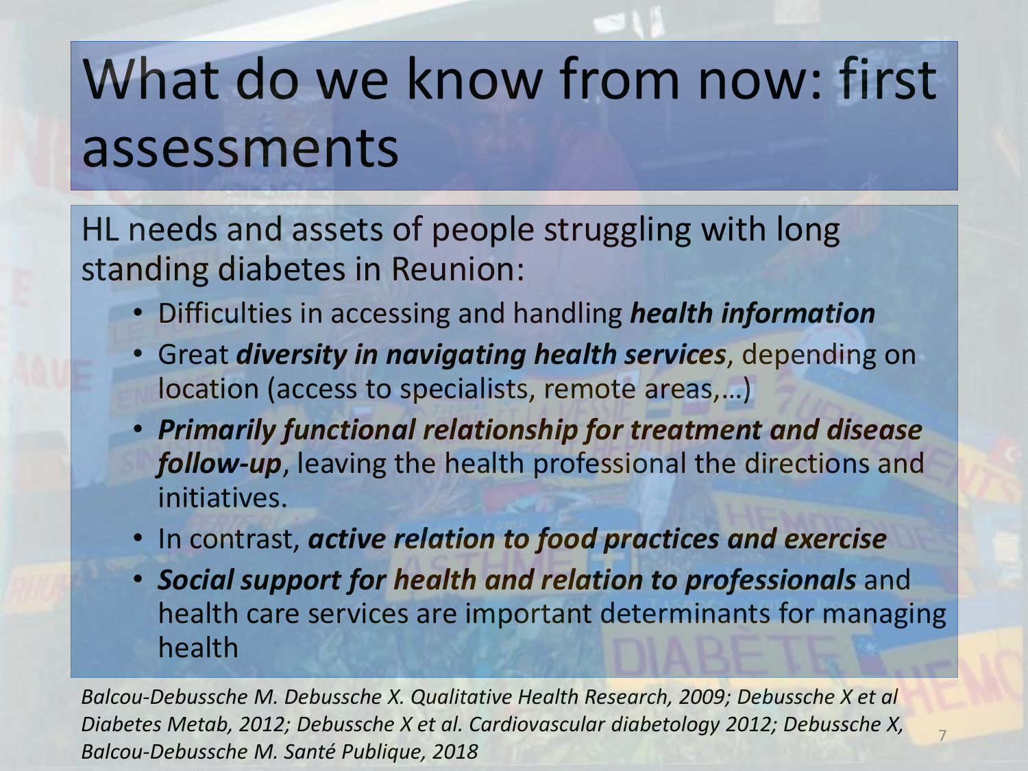# What do we know from now: first assessments

HL needs and assets of people struggling with long standing diabetes in Reunion:

- Difficulties in accessing and handling ***health information***
- Great ***diversity in navigating health services***, depending on location (access to specialists, remote areas,…)
- ***Primarily functional relationship for treatment and disease follow-up***, leaving the health professional the directions and initiatives.
- In contrast, ***active relation to food practices and exercise***
- ***Social support for health and relation to professionals*** and health care services are important determinants for managing health

*Balcou-Debussche M. Debussche X. Qualitative Health Research, 2009; Debussche X et al Diabetes Metab, 2012; Debussche X et al. Cardiovascular diabetology 2012; Debussche X, Balcou-Debussche M. Santé Publique, 2018*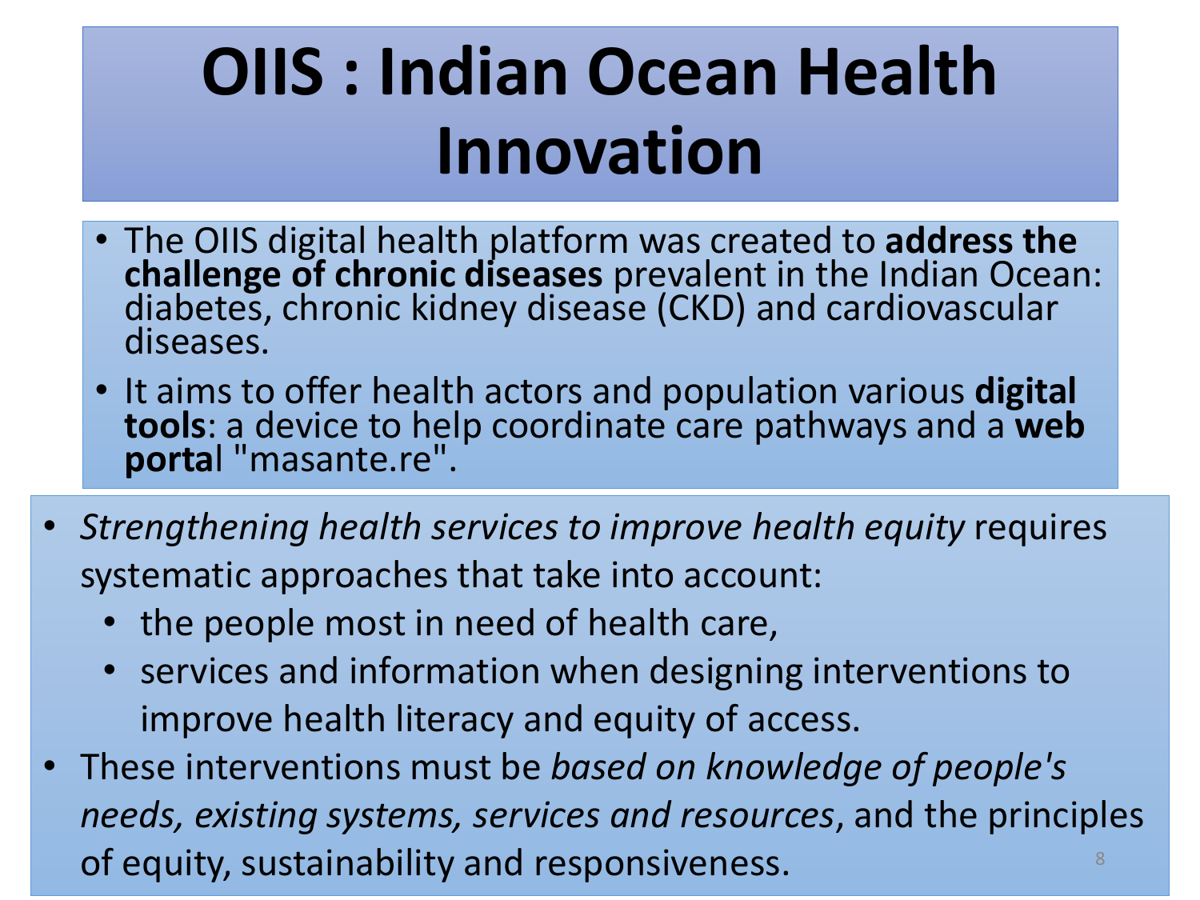# OIIS : Indian Ocean Health Innovation

- The OIIS digital health platform was created to **address the challenge of chronic diseases** prevalent in the Indian Ocean: diabetes, chronic kidney disease (CKD) and cardiovascular diseases.
- It aims to offer health actors and population various **digital tools**: a device to help coordinate care pathways and a **web porta**l "masante.re".

- *Strengthening health services to improve health equity* requires systematic approaches that take into account:
  - the people most in need of health care,
  - services and information when designing interventions to improve health literacy and equity of access.
- These interventions must be *based on knowledge of people's needs, existing systems, services and resources*, and the principles of equity, sustainability and responsiveness.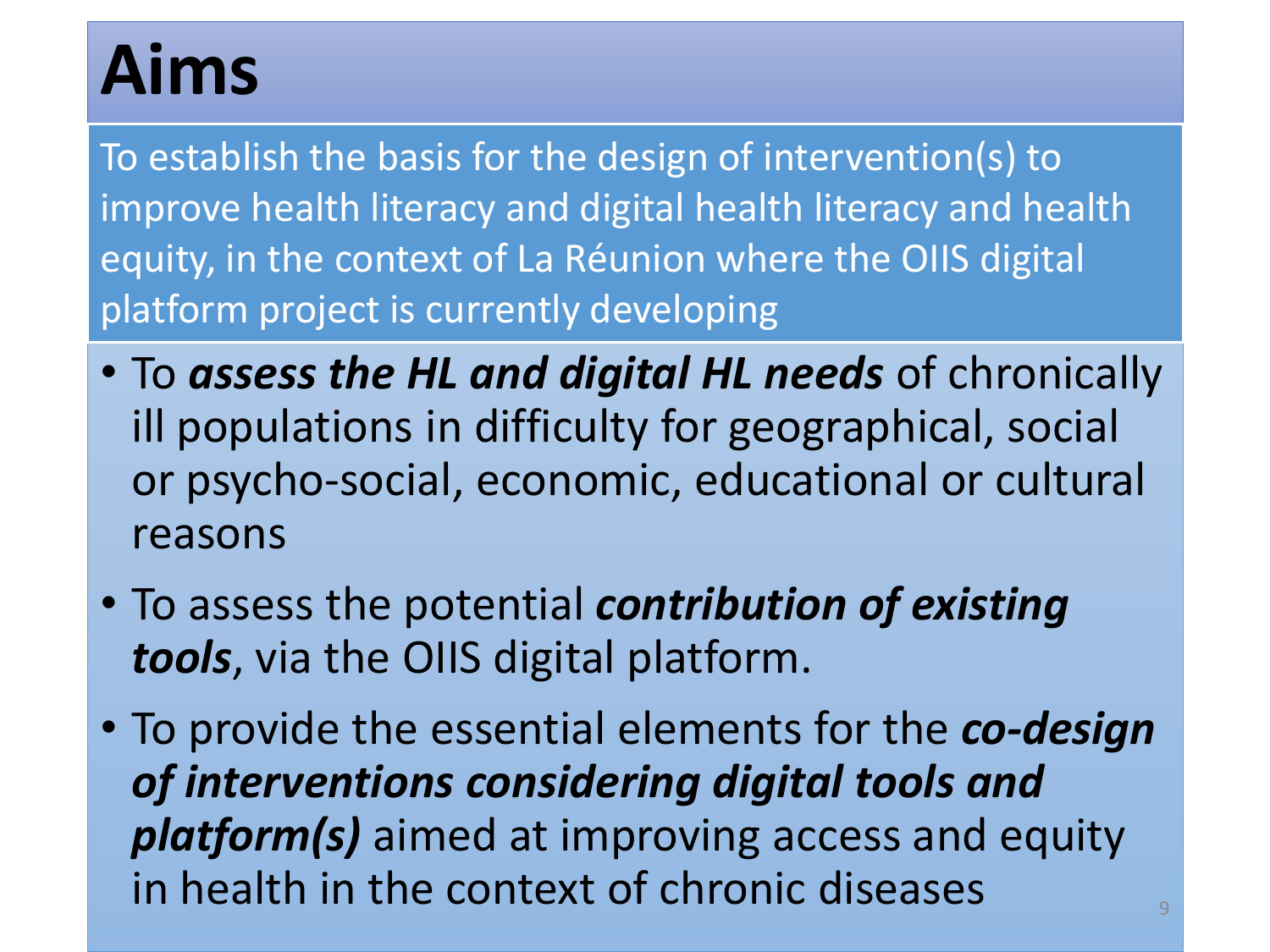# Aims

To establish the basis for the design of intervention(s) to improve health literacy and digital health literacy and health equity, in the context of La Réunion where the OIIS digital platform project is currently developing

- To ***assess the HL and digital HL needs*** of chronically ill populations in difficulty for geographical, social or psycho-social, economic, educational or cultural reasons
- To assess the potential ***contribution of existing tools***, via the OIIS digital platform.
- To provide the essential elements for the ***co-design of interventions considering digital tools and platform(s)*** aimed at improving access and equity in health in the context of chronic diseases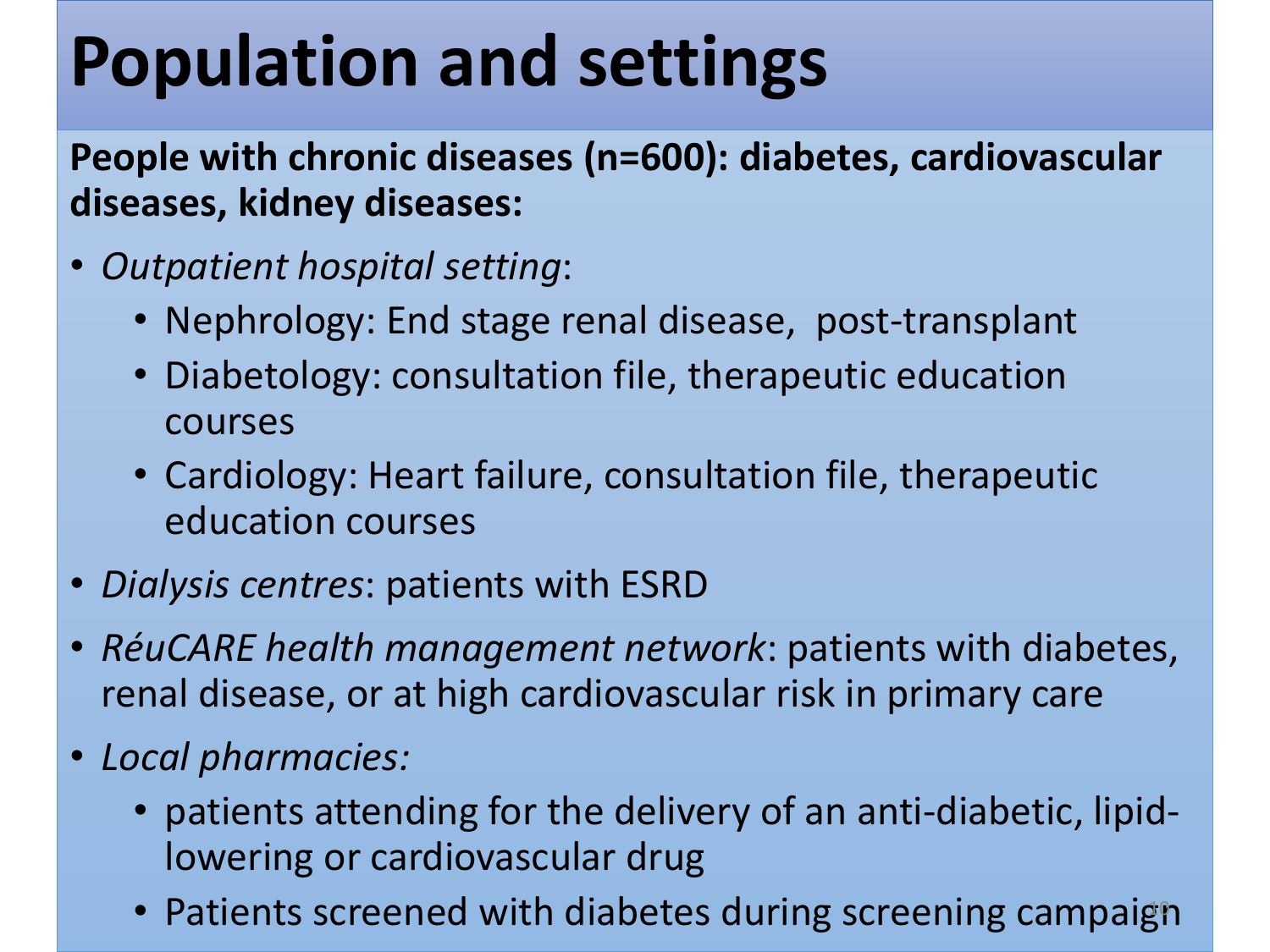# Population and settings

**People with chronic diseases (n=600): diabetes, cardiovascular diseases, kidney diseases:**

- *Outpatient hospital setting*:
  - Nephrology: End stage renal disease, post-transplant
  - Diabetology: consultation file, therapeutic education courses
  - Cardiology: Heart failure, consultation file, therapeutic education courses
- *Dialysis centres*: patients with ESRD
- *RéuCARE health management network*: patients with diabetes, renal disease, or at high cardiovascular risk in primary care
- *Local pharmacies:*
  - patients attending for the delivery of an anti-diabetic, lipid-lowering or cardiovascular drug
  - Patients screened with diabetes during screening campaign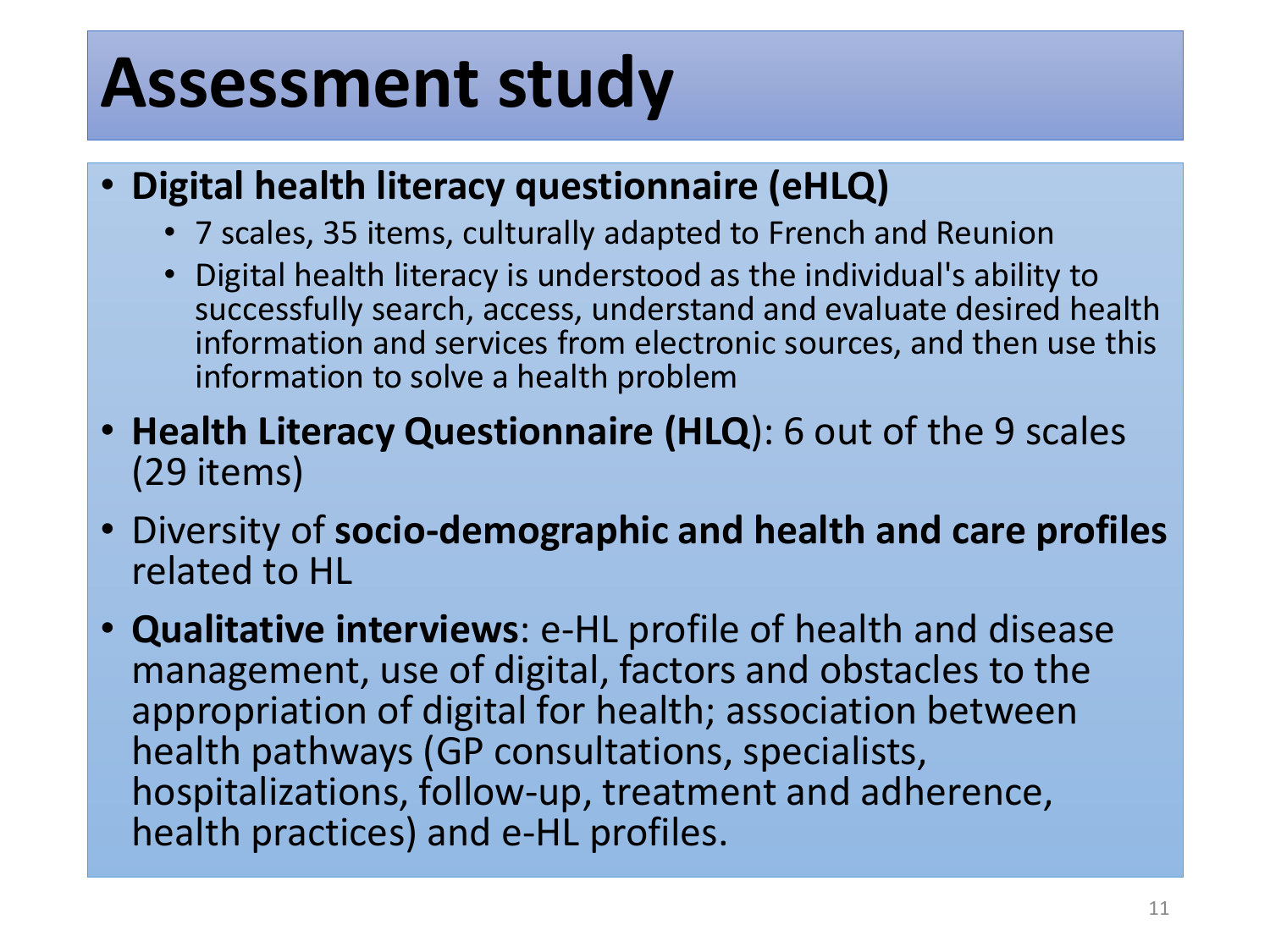# Assessment study

- **Digital health literacy questionnaire (eHLQ)**
  - 7 scales, 35 items, culturally adapted to French and Reunion
  - Digital health literacy is understood as the individual's ability to successfully search, access, understand and evaluate desired health information and services from electronic sources, and then use this information to solve a health problem
- **Health Literacy Questionnaire (HLQ**): 6 out of the 9 scales (29 items)
- Diversity of **socio-demographic and health and care profiles** related to HL
- **Qualitative interviews**: e-HL profile of health and disease management, use of digital, factors and obstacles to the appropriation of digital for health; association between health pathways (GP consultations, specialists, hospitalizations, follow-up, treatment and adherence, health practices) and e-HL profiles.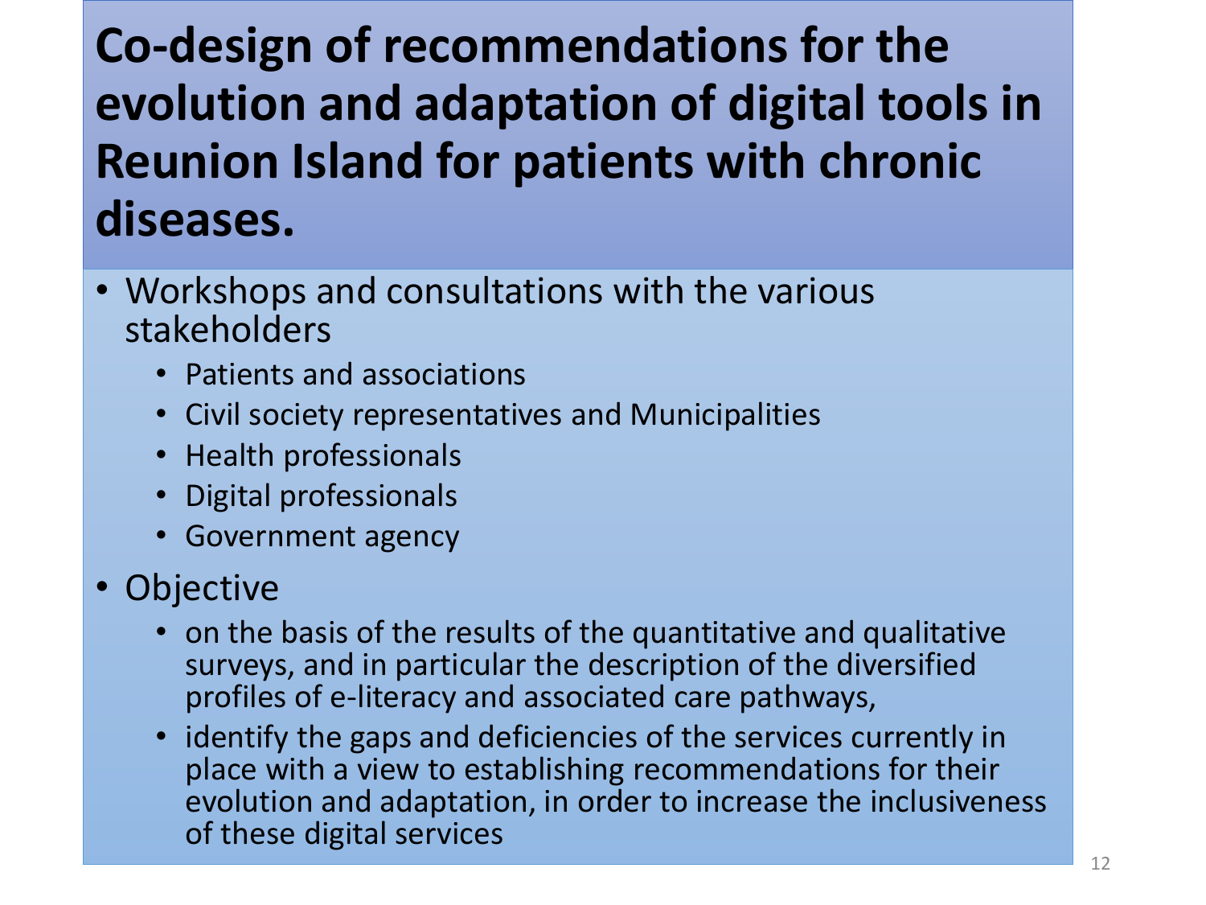# Co-design of recommendations for the evolution and adaptation of digital tools in Reunion Island for patients with chronic diseases.

- Workshops and consultations with the various stakeholders
  - Patients and associations
  - Civil society representatives and Municipalities
  - Health professionals
  - Digital professionals
  - Government agency
- Objective
  - on the basis of the results of the quantitative and qualitative surveys, and in particular the description of the diversified profiles of e-literacy and associated care pathways,
  - identify the gaps and deficiencies of the services currently in place with a view to establishing recommendations for their evolution and adaptation, in order to increase the inclusiveness of these digital services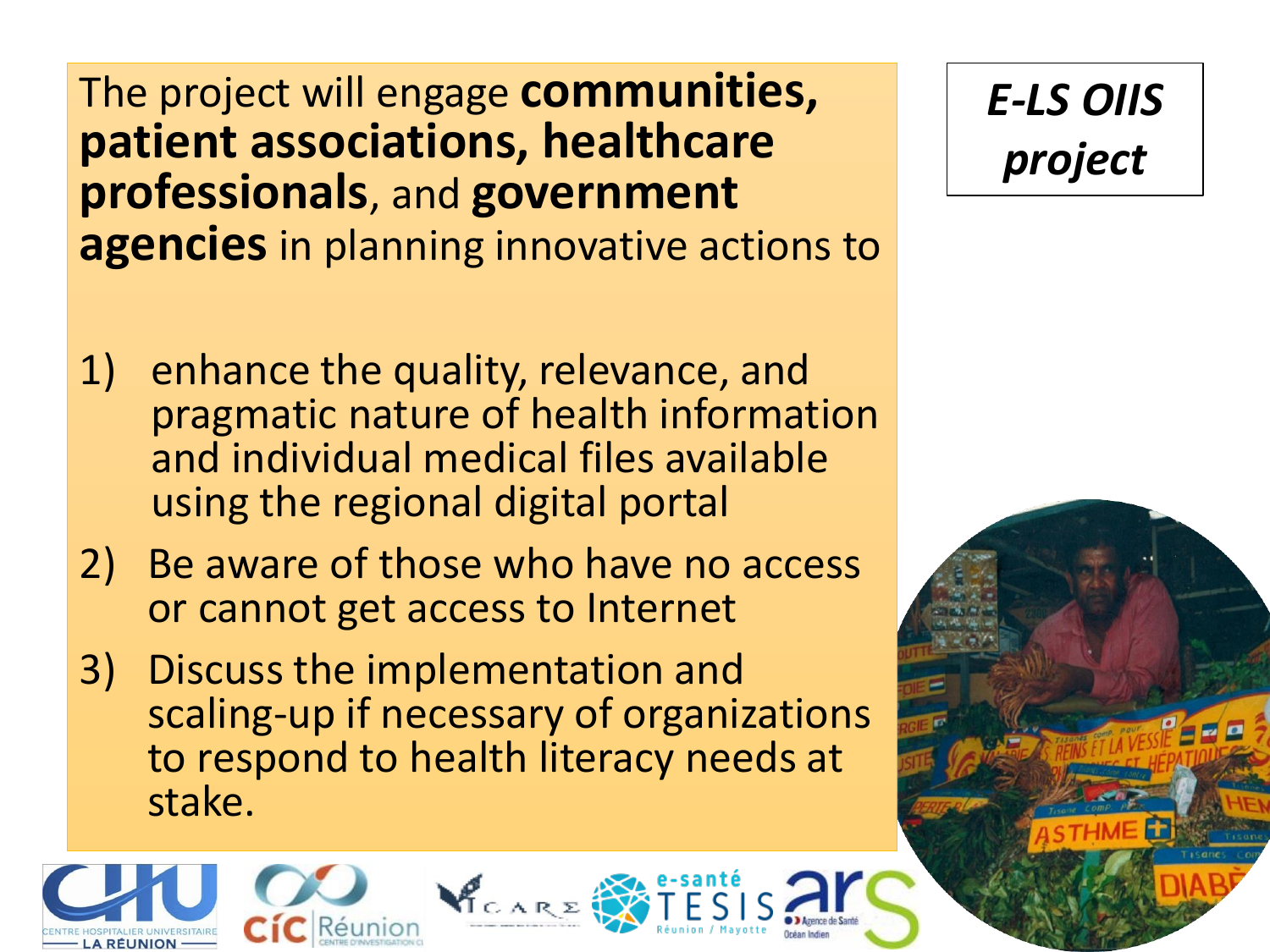*E-LS OIIS project*

The project will engage **communities, patient associations, healthcare professionals**, and **government agencies** in planning innovative actions to

1) enhance the quality, relevance, and pragmatic nature of health information and individual medical files available using the regional digital portal
2) Be aware of those who have no access or cannot get access to Internet
3) Discuss the implementation and scaling-up if necessary of organizations to respond to health literacy needs at stake.